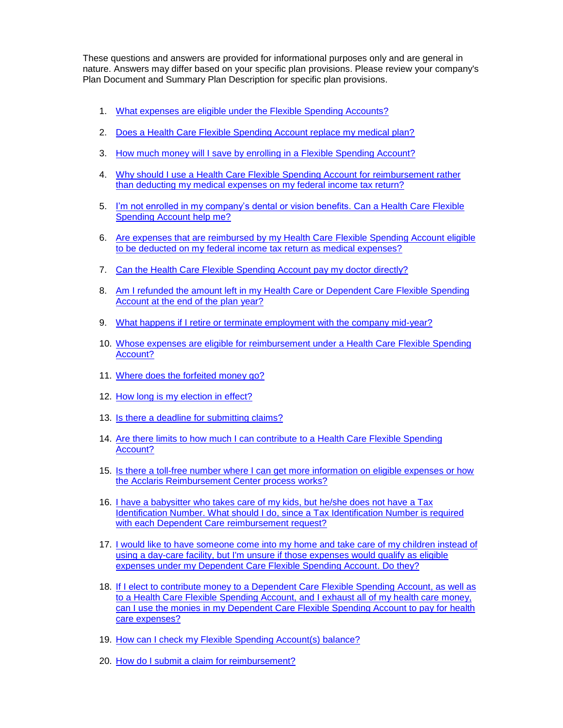These questions and answers are provided for informational purposes only and are general in nature. Answers may differ based on your specific plan provisions. Please review your company's Plan Document and Summary Plan Description for specific plan provisions.

1. What expenses are eligible under the Flexible Spending Accounts?
2. Does a Health Care Flexible Spending Account replace my medical plan?
3. How much money will I save by enrolling in a Flexible Spending Account?
4. Why should I use a Health Care Flexible Spending Account for reimbursement rather than deducting my medical expenses on my federal income tax return?
5. I'm not enrolled in my company's dental or vision benefits. Can a Health Care Flexible Spending Account help me?
6. Are expenses that are reimbursed by my Health Care Flexible Spending Account eligible to be deducted on my federal income tax return as medical expenses?
7. Can the Health Care Flexible Spending Account pay my doctor directly?
8. Am I refunded the amount left in my Health Care or Dependent Care Flexible Spending Account at the end of the plan year?
9. What happens if I retire or terminate employment with the company mid-year?
10. Whose expenses are eligible for reimbursement under a Health Care Flexible Spending Account?
11. Where does the forfeited money go?
12. How long is my election in effect?
13. Is there a deadline for submitting claims?
14. Are there limits to how much I can contribute to a Health Care Flexible Spending Account?
15. Is there a toll-free number where I can get more information on eligible expenses or how the Acclaris Reimbursement Center process works?
16. I have a babysitter who takes care of my kids, but he/she does not have a Tax Identification Number. What should I do, since a Tax Identification Number is required with each Dependent Care reimbursement request?
17. I would like to have someone come into my home and take care of my children instead of using a day-care facility, but I'm unsure if those expenses would qualify as eligible expenses under my Dependent Care Flexible Spending Account. Do they?
18. If I elect to contribute money to a Dependent Care Flexible Spending Account, as well as to a Health Care Flexible Spending Account, and I exhaust all of my health care money, can I use the monies in my Dependent Care Flexible Spending Account to pay for health care expenses?
19. How can I check my Flexible Spending Account(s) balance?
20. How do I submit a claim for reimbursement?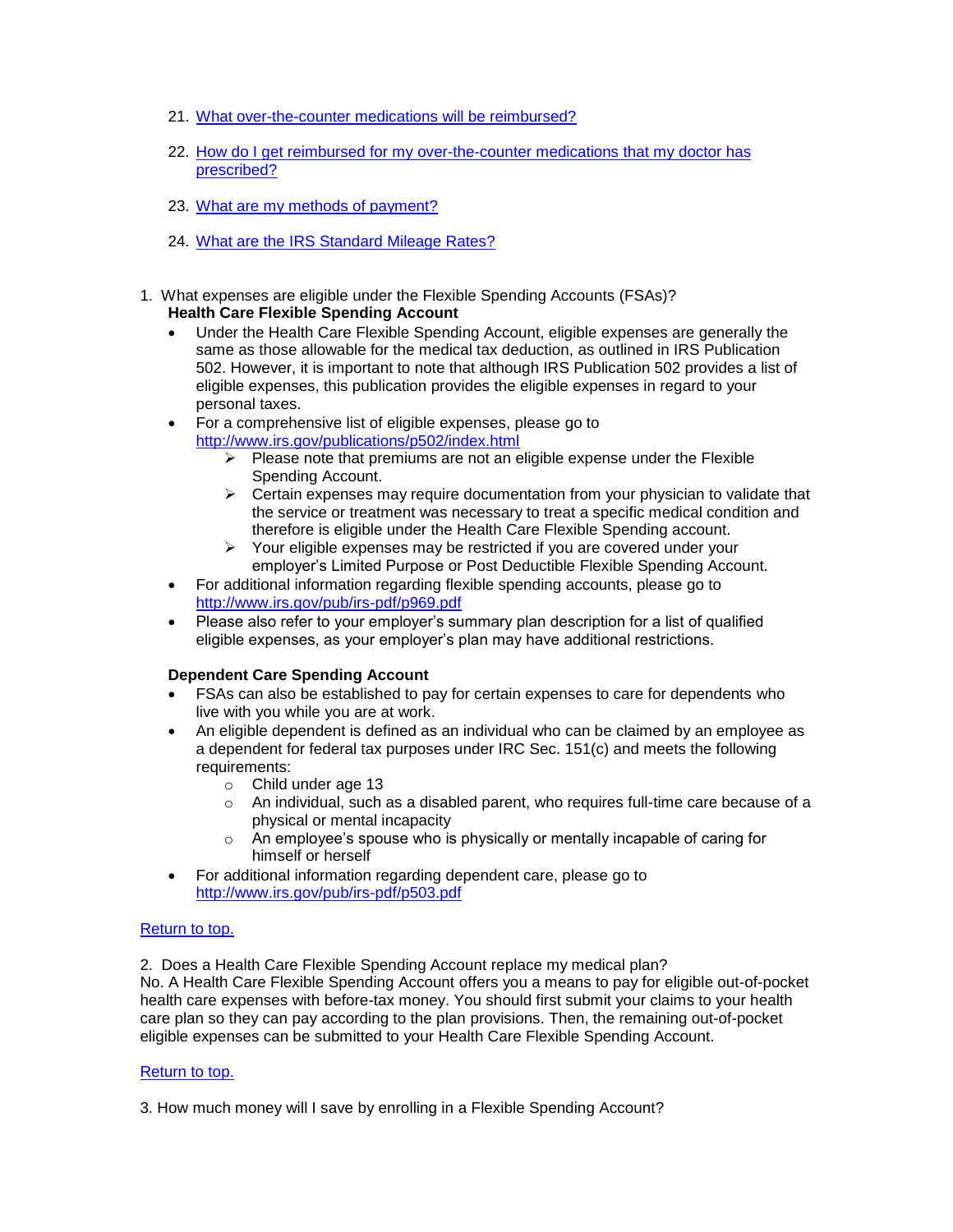21. [What over-the-counter medications will be reimbursed?]()

22. [How do I get reimbursed for my over-the-counter medications that my doctor has prescribed?]()

23. [What are my methods of payment?]()

24. [What are the IRS Standard Mileage Rates?]()

1. What expenses are eligible under the Flexible Spending Accounts (FSAs)?

**Health Care Flexible Spending Account**

- Under the Health Care Flexible Spending Account, eligible expenses are generally the same as those allowable for the medical tax deduction, as outlined in IRS Publication 502. However, it is important to note that although IRS Publication 502 provides a list of eligible expenses, this publication provides the eligible expenses in regard to your personal taxes.
- For a comprehensive list of eligible expenses, please go to [http://www.irs.gov/publications/p502/index.html](http://www.irs.gov/publications/p502/index.html)
  - Please note that premiums are not an eligible expense under the Flexible Spending Account.
  - Certain expenses may require documentation from your physician to validate that the service or treatment was necessary to treat a specific medical condition and therefore is eligible under the Health Care Flexible Spending account.
  - Your eligible expenses may be restricted if you are covered under your employer's Limited Purpose or Post Deductible Flexible Spending Account.
- For additional information regarding flexible spending accounts, please go to [http://www.irs.gov/pub/irs-pdf/p969.pdf](http://www.irs.gov/pub/irs-pdf/p969.pdf)
- Please also refer to your employer's summary plan description for a list of qualified eligible expenses, as your employer's plan may have additional restrictions.

**Dependent Care Spending Account**

- FSAs can also be established to pay for certain expenses to care for dependents who live with you while you are at work.
- An eligible dependent is defined as an individual who can be claimed by an employee as a dependent for federal tax purposes under IRC Sec. 151(c) and meets the following requirements:
  - Child under age 13
  - An individual, such as a disabled parent, who requires full-time care because of a physical or mental incapacity
  - An employee's spouse who is physically or mentally incapable of caring for himself or herself
- For additional information regarding dependent care, please go to [http://www.irs.gov/pub/irs-pdf/p503.pdf](http://www.irs.gov/pub/irs-pdf/p503.pdf)

[Return to top.]()

2. Does a Health Care Flexible Spending Account replace my medical plan?

No. A Health Care Flexible Spending Account offers you a means to pay for eligible out-of-pocket health care expenses with before-tax money. You should first submit your claims to your health care plan so they can pay according to the plan provisions. Then, the remaining out-of-pocket eligible expenses can be submitted to your Health Care Flexible Spending Account.

[Return to top.]()

3. How much money will I save by enrolling in a Flexible Spending Account?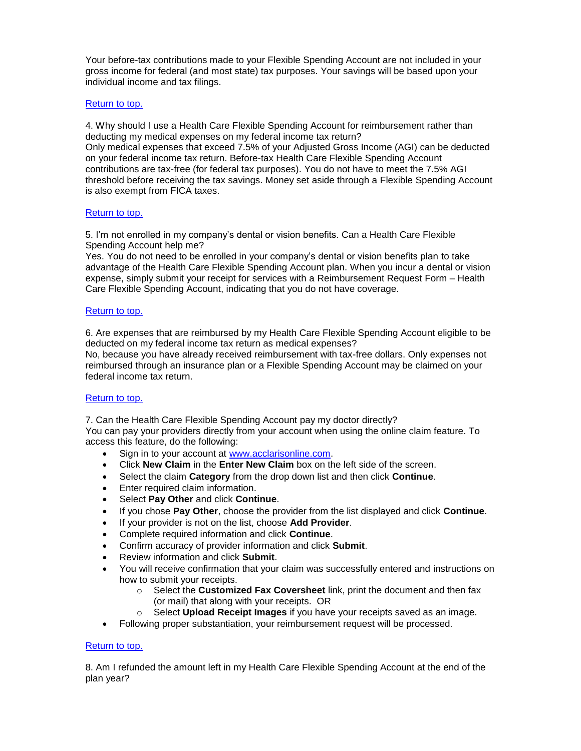Your before-tax contributions made to your Flexible Spending Account are not included in your gross income for federal (and most state) tax purposes. Your savings will be based upon your individual income and tax filings.

Return to top.

4. Why should I use a Health Care Flexible Spending Account for reimbursement rather than deducting my medical expenses on my federal income tax return?
Only medical expenses that exceed 7.5% of your Adjusted Gross Income (AGI) can be deducted on your federal income tax return. Before-tax Health Care Flexible Spending Account contributions are tax-free (for federal tax purposes). You do not have to meet the 7.5% AGI threshold before receiving the tax savings. Money set aside through a Flexible Spending Account is also exempt from FICA taxes.

Return to top.

5. I'm not enrolled in my company's dental or vision benefits. Can a Health Care Flexible Spending Account help me?
Yes. You do not need to be enrolled in your company's dental or vision benefits plan to take advantage of the Health Care Flexible Spending Account plan. When you incur a dental or vision expense, simply submit your receipt for services with a Reimbursement Request Form – Health Care Flexible Spending Account, indicating that you do not have coverage.

Return to top.

6. Are expenses that are reimbursed by my Health Care Flexible Spending Account eligible to be deducted on my federal income tax return as medical expenses?
No, because you have already received reimbursement with tax-free dollars. Only expenses not reimbursed through an insurance plan or a Flexible Spending Account may be claimed on your federal income tax return.

Return to top.

7. Can the Health Care Flexible Spending Account pay my doctor directly?
You can pay your providers directly from your account when using the online claim feature. To access this feature, do the following:

- Sign in to your account at www.acclarisonline.com.
- Click **New Claim** in the **Enter New Claim** box on the left side of the screen.
- Select the claim **Category** from the drop down list and then click **Continue**.
- Enter required claim information.
- Select **Pay Other** and click **Continue**.
- If you chose **Pay Other**, choose the provider from the list displayed and click **Continue**.
- If your provider is not on the list, choose **Add Provider**.
- Complete required information and click **Continue**.
- Confirm accuracy of provider information and click **Submit**.
- Review information and click **Submit**.
- You will receive confirmation that your claim was successfully entered and instructions on how to submit your receipts.
  - Select the **Customized Fax Coversheet** link, print the document and then fax (or mail) that along with your receipts. OR
  - Select **Upload Receipt Images** if you have your receipts saved as an image.
- Following proper substantiation, your reimbursement request will be processed.

Return to top.

8. Am I refunded the amount left in my Health Care Flexible Spending Account at the end of the plan year?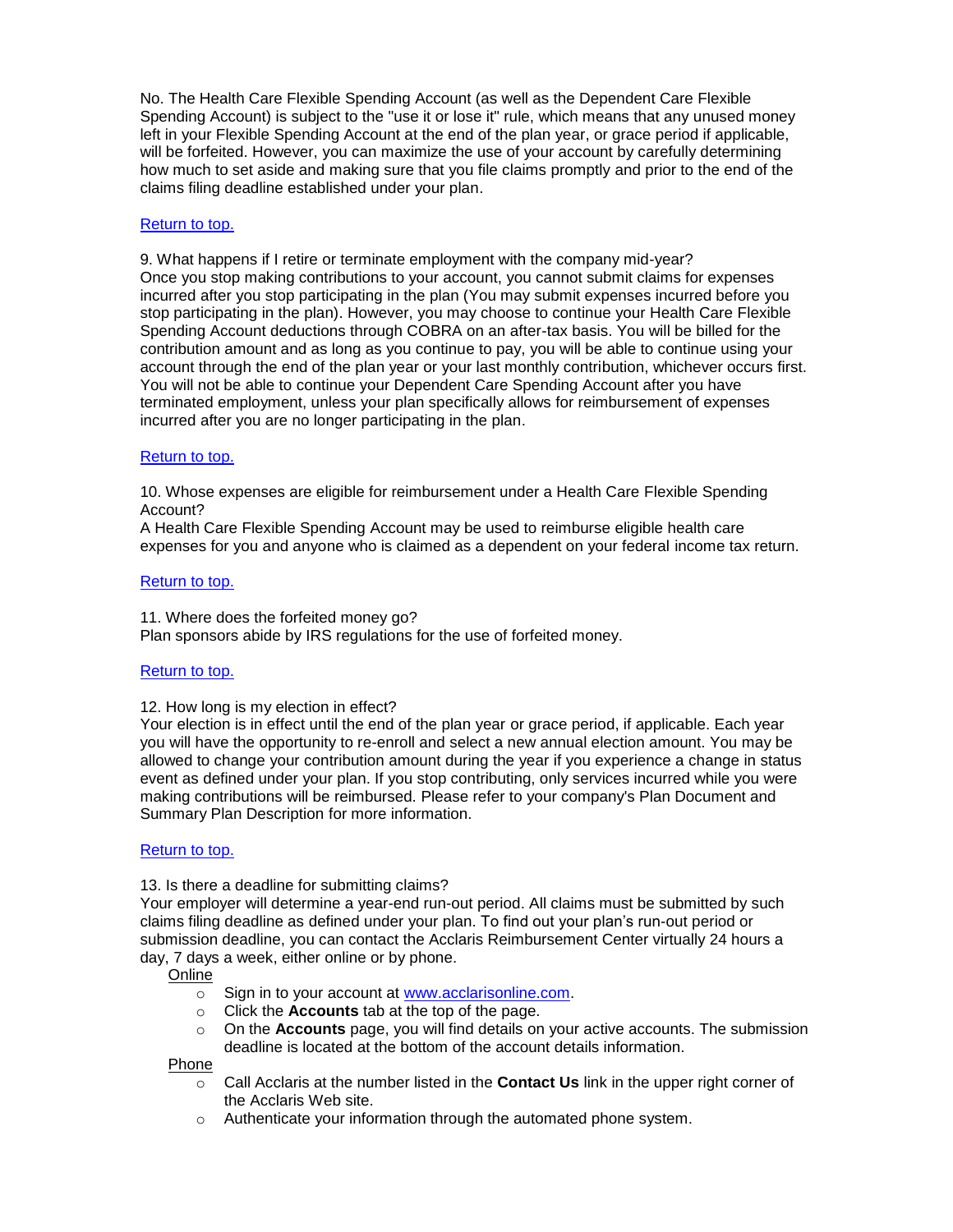No. The Health Care Flexible Spending Account (as well as the Dependent Care Flexible Spending Account) is subject to the "use it or lose it" rule, which means that any unused money left in your Flexible Spending Account at the end of the plan year, or grace period if applicable, will be forfeited. However, you can maximize the use of your account by carefully determining how much to set aside and making sure that you file claims promptly and prior to the end of the claims filing deadline established under your plan.

[Return to top.]

9. What happens if I retire or terminate employment with the company mid-year?
Once you stop making contributions to your account, you cannot submit claims for expenses incurred after you stop participating in the plan (You may submit expenses incurred before you stop participating in the plan). However, you may choose to continue your Health Care Flexible Spending Account deductions through COBRA on an after-tax basis. You will be billed for the contribution amount and as long as you continue to pay, you will be able to continue using your account through the end of the plan year or your last monthly contribution, whichever occurs first. You will not be able to continue your Dependent Care Spending Account after you have terminated employment, unless your plan specifically allows for reimbursement of expenses incurred after you are no longer participating in the plan.

[Return to top.]

10. Whose expenses are eligible for reimbursement under a Health Care Flexible Spending Account?
A Health Care Flexible Spending Account may be used to reimburse eligible health care expenses for you and anyone who is claimed as a dependent on your federal income tax return.

[Return to top.]

11. Where does the forfeited money go?
Plan sponsors abide by IRS regulations for the use of forfeited money.

[Return to top.]

12. How long is my election in effect?
Your election is in effect until the end of the plan year or grace period, if applicable. Each year you will have the opportunity to re-enroll and select a new annual election amount. You may be allowed to change your contribution amount during the year if you experience a change in status event as defined under your plan. If you stop contributing, only services incurred while you were making contributions will be reimbursed. Please refer to your company's Plan Document and Summary Plan Description for more information.

[Return to top.]

13. Is there a deadline for submitting claims?
Your employer will determine a year-end run-out period. All claims must be submitted by such claims filing deadline as defined under your plan. To find out your plan's run-out period or submission deadline, you can contact the Acclaris Reimbursement Center virtually 24 hours a day, 7 days a week, either online or by phone.

Online

- Sign in to your account at www.acclarisonline.com.
- Click the **Accounts** tab at the top of the page.
- On the **Accounts** page, you will find details on your active accounts. The submission deadline is located at the bottom of the account details information.

Phone

- Call Acclaris at the number listed in the **Contact Us** link in the upper right corner of the Acclaris Web site.
- Authenticate your information through the automated phone system.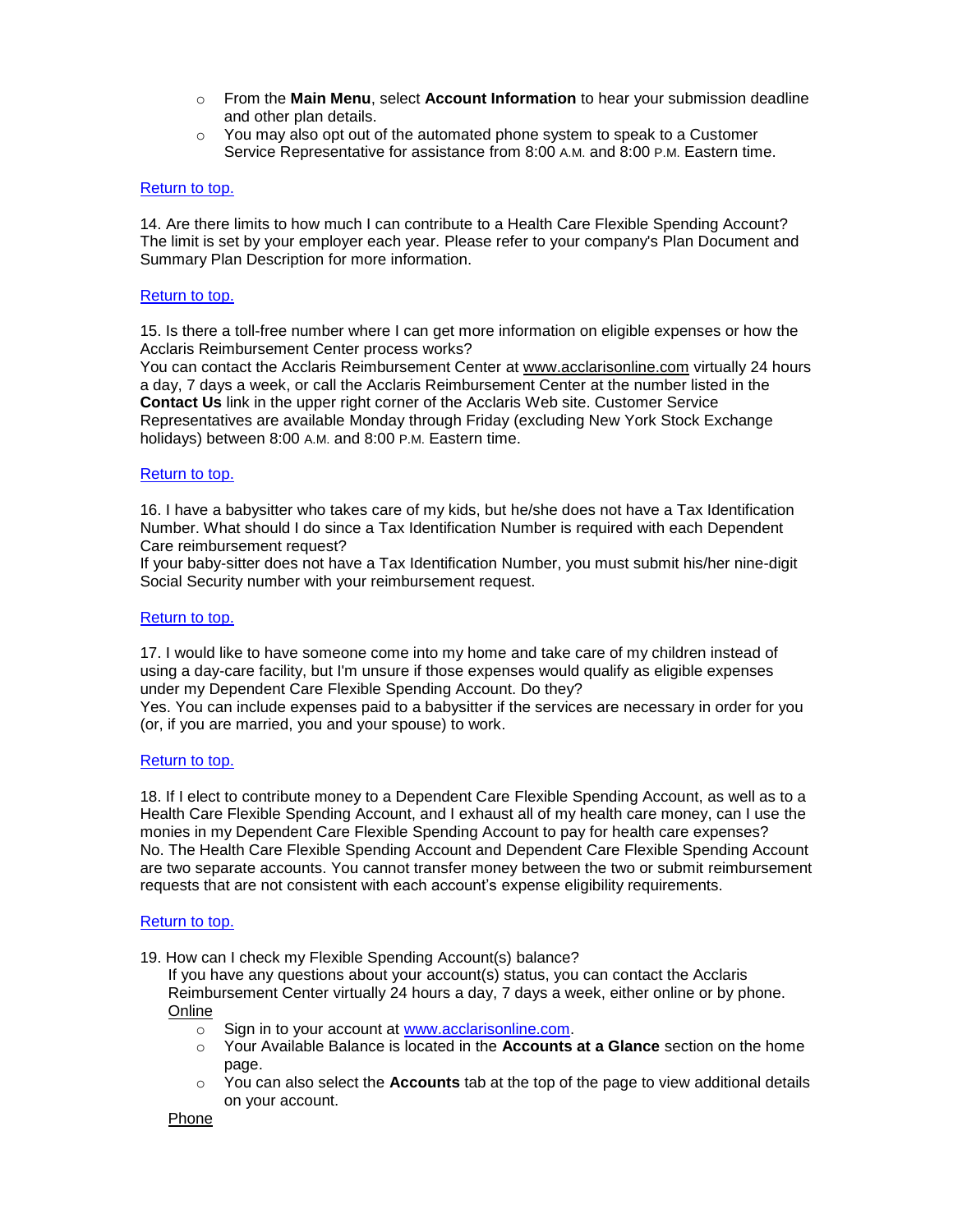- From the **Main Menu**, select **Account Information** to hear your submission deadline and other plan details.
- You may also opt out of the automated phone system to speak to a Customer Service Representative for assistance from 8:00 A.M. and 8:00 P.M. Eastern time.

Return to top.

14. Are there limits to how much I can contribute to a Health Care Flexible Spending Account?
The limit is set by your employer each year. Please refer to your company's Plan Document and Summary Plan Description for more information.

Return to top.

15. Is there a toll-free number where I can get more information on eligible expenses or how the Acclaris Reimbursement Center process works?
You can contact the Acclaris Reimbursement Center at www.acclarisonline.com virtually 24 hours a day, 7 days a week, or call the Acclaris Reimbursement Center at the number listed in the **Contact Us** link in the upper right corner of the Acclaris Web site. Customer Service Representatives are available Monday through Friday (excluding New York Stock Exchange holidays) between 8:00 A.M. and 8:00 P.M. Eastern time.

Return to top.

16. I have a babysitter who takes care of my kids, but he/she does not have a Tax Identification Number. What should I do since a Tax Identification Number is required with each Dependent Care reimbursement request?
If your baby-sitter does not have a Tax Identification Number, you must submit his/her nine-digit Social Security number with your reimbursement request.

Return to top.

17. I would like to have someone come into my home and take care of my children instead of using a day-care facility, but I'm unsure if those expenses would qualify as eligible expenses under my Dependent Care Flexible Spending Account. Do they?
Yes. You can include expenses paid to a babysitter if the services are necessary in order for you (or, if you are married, you and your spouse) to work.

Return to top.

18. If I elect to contribute money to a Dependent Care Flexible Spending Account, as well as to a Health Care Flexible Spending Account, and I exhaust all of my health care money, can I use the monies in my Dependent Care Flexible Spending Account to pay for health care expenses?
No. The Health Care Flexible Spending Account and Dependent Care Flexible Spending Account are two separate accounts. You cannot transfer money between the two or submit reimbursement requests that are not consistent with each account's expense eligibility requirements.

Return to top.

19. How can I check my Flexible Spending Account(s) balance?
If you have any questions about your account(s) status, you can contact the Acclaris Reimbursement Center virtually 24 hours a day, 7 days a week, either online or by phone.

Online

- Sign in to your account at www.acclarisonline.com.
- Your Available Balance is located in the **Accounts at a Glance** section on the home page.
- You can also select the **Accounts** tab at the top of the page to view additional details on your account.

Phone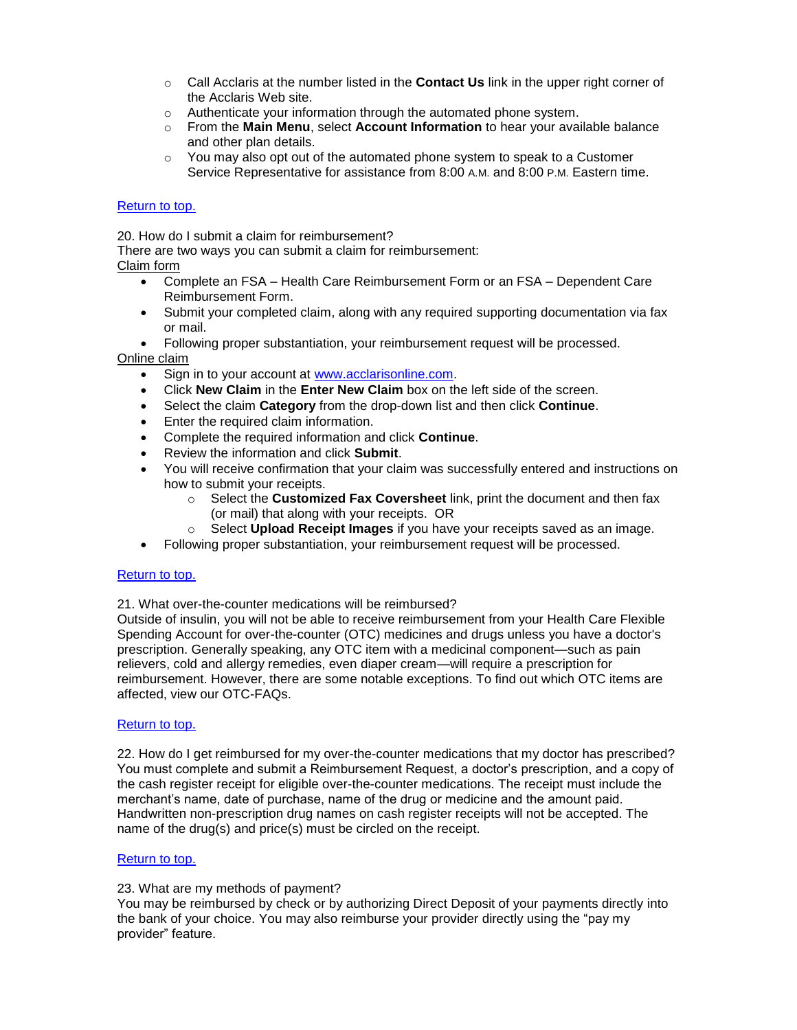- Call Acclaris at the number listed in the **Contact Us** link in the upper right corner of the Acclaris Web site.
    - Authenticate your information through the automated phone system.
    - From the **Main Menu**, select **Account Information** to hear your available balance and other plan details.
    - You may also opt out of the automated phone system to speak to a Customer Service Representative for assistance from 8:00 A.M. and 8:00 P.M. Eastern time.

[Return to top.]

20. How do I submit a claim for reimbursement?
There are two ways you can submit a claim for reimbursement:
Claim form

- Complete an FSA – Health Care Reimbursement Form or an FSA – Dependent Care Reimbursement Form.
- Submit your completed claim, along with any required supporting documentation via fax or mail.
- Following proper substantiation, your reimbursement request will be processed.

Online claim

- Sign in to your account at www.acclarisonline.com.
- Click **New Claim** in the **Enter New Claim** box on the left side of the screen.
- Select the claim **Category** from the drop-down list and then click **Continue**.
- Enter the required claim information.
- Complete the required information and click **Continue**.
- Review the information and click **Submit**.
- You will receive confirmation that your claim was successfully entered and instructions on how to submit your receipts.
    - Select the **Customized Fax Coversheet** link, print the document and then fax (or mail) that along with your receipts. OR
    - Select **Upload Receipt Images** if you have your receipts saved as an image.
- Following proper substantiation, your reimbursement request will be processed.

[Return to top.]

21. What over-the-counter medications will be reimbursed?
Outside of insulin, you will not be able to receive reimbursement from your Health Care Flexible Spending Account for over-the-counter (OTC) medicines and drugs unless you have a doctor's prescription. Generally speaking, any OTC item with a medicinal component—such as pain relievers, cold and allergy remedies, even diaper cream—will require a prescription for reimbursement. However, there are some notable exceptions. To find out which OTC items are affected, view our OTC-FAQs.

[Return to top.]

22. How do I get reimbursed for my over-the-counter medications that my doctor has prescribed?
You must complete and submit a Reimbursement Request, a doctor's prescription, and a copy of the cash register receipt for eligible over-the-counter medications. The receipt must include the merchant's name, date of purchase, name of the drug or medicine and the amount paid. Handwritten non-prescription drug names on cash register receipts will not be accepted. The name of the drug(s) and price(s) must be circled on the receipt.

[Return to top.]

23. What are my methods of payment?
You may be reimbursed by check or by authorizing Direct Deposit of your payments directly into the bank of your choice. You may also reimburse your provider directly using the "pay my provider" feature.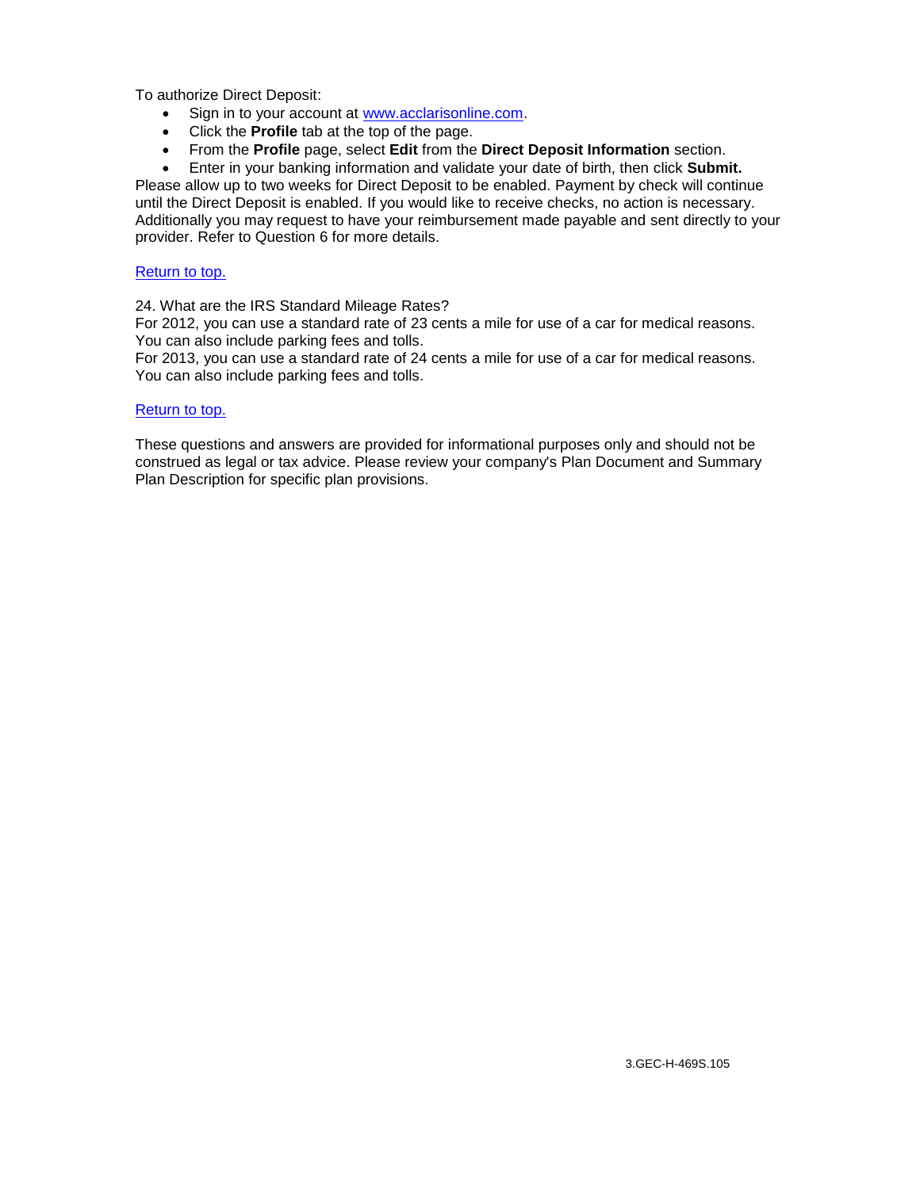To authorize Direct Deposit:

- Sign in to your account at [www.acclarisonline.com](www.acclarisonline.com).
- Click the **Profile** tab at the top of the page.
- From the **Profile** page, select **Edit** from the **Direct Deposit Information** section.
- Enter in your banking information and validate your date of birth, then click **Submit.**

Please allow up to two weeks for Direct Deposit to be enabled. Payment by check will continue until the Direct Deposit is enabled. If you would like to receive checks, no action is necessary. Additionally you may request to have your reimbursement made payable and sent directly to your provider. Refer to Question 6 for more details.

Return to top.

24. What are the IRS Standard Mileage Rates?
For 2012, you can use a standard rate of 23 cents a mile for use of a car for medical reasons. You can also include parking fees and tolls.
For 2013, you can use a standard rate of 24 cents a mile for use of a car for medical reasons. You can also include parking fees and tolls.

Return to top.

These questions and answers are provided for informational purposes only and should not be construed as legal or tax advice. Please review your company's Plan Document and Summary Plan Description for specific plan provisions.

3.GEC-H-469S.105